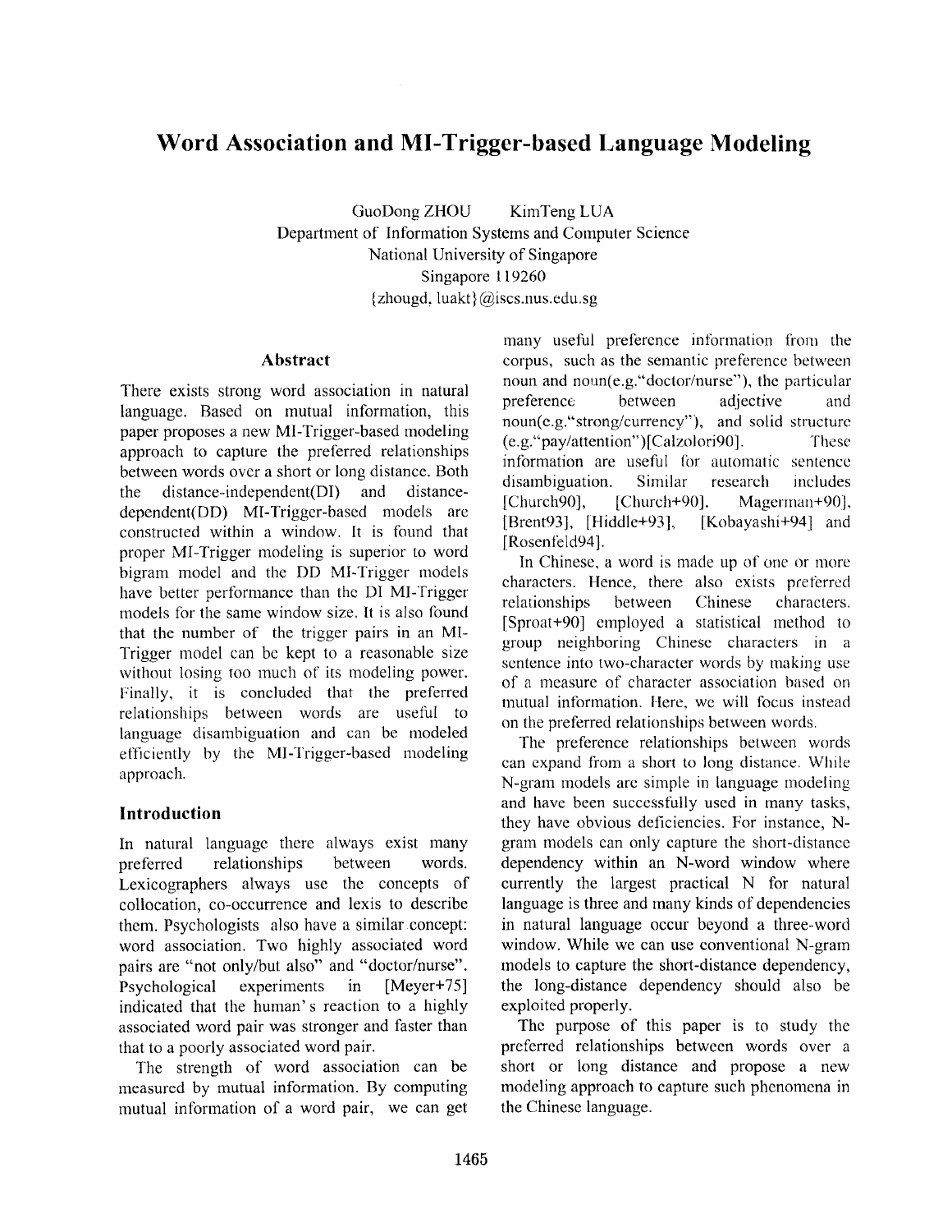# Word Association and MI-Trigger-based Language Modeling

GuoDong ZHOU KimTeng LUA
Department of Information Systems and Computer Science
National University of Singapore
Singapore 119260
{zhougd, luakt}@iscs.nus.edu.sg

## Abstract

There exists strong word association in natural language. Based on mutual information, this paper proposes a new MI-Trigger-based modeling approach to capture the preferred relationships between words over a short or long distance. Both the distance-independent(DI) and distance-dependent(DD) MI-Trigger-based models are constructed within a window. It is found that proper MI-Trigger modeling is superior to word bigram model and the DD MI-Trigger models have better performance than the DI MI-Trigger models for the same window size. It is also found that the number of the trigger pairs in an MI-Trigger model can be kept to a reasonable size without losing too much of its modeling power. Finally, it is concluded that the preferred relationships between words are useful to language disambiguation and can be modeled efficiently by the MI-Trigger-based modeling approach.

## Introduction

In natural language there always exist many preferred relationships between words. Lexicographers always use the concepts of collocation, co-occurrence and lexis to describe them. Psychologists also have a similar concept: word association. Two highly associated word pairs are "not only/but also" and "doctor/nurse". Psychological experiments in [Meyer+75] indicated that the human's reaction to a highly associated word pair was stronger and faster than that to a poorly associated word pair.

The strength of word association can be measured by mutual information. By computing mutual information of a word pair, we can get many useful preference information from the corpus, such as the semantic preference between noun and noun(e.g."doctor/nurse"), the particular preference between adjective and noun(e.g."strong/currency"), and solid structure (e.g."pay/attention")[Calzolori90]. These information are useful for automatic sentence disambiguation. Similar research includes [Church90], [Church+90], Magerman+90], [Brent93], [Hiddle+93], [Kobayashi+94] and [Rosenfeld94].

In Chinese, a word is made up of one or more characters. Hence, there also exists preferred relationships between Chinese characters. [Sproat+90] employed a statistical method to group neighboring Chinese characters in a sentence into two-character words by making use of a measure of character association based on mutual information. Here, we will focus instead on the preferred relationships between words.

The preference relationships between words can expand from a short to long distance. While N-gram models are simple in language modeling and have been successfully used in many tasks, they have obvious deficiencies. For instance, N-gram models can only capture the short-distance dependency within an N-word window where currently the largest practical N for natural language is three and many kinds of dependencies in natural language occur beyond a three-word window. While we can use conventional N-gram models to capture the short-distance dependency, the long-distance dependency should also be exploited properly.

The purpose of this paper is to study the preferred relationships between words over a short or long distance and propose a new modeling approach to capture such phenomena in the Chinese language.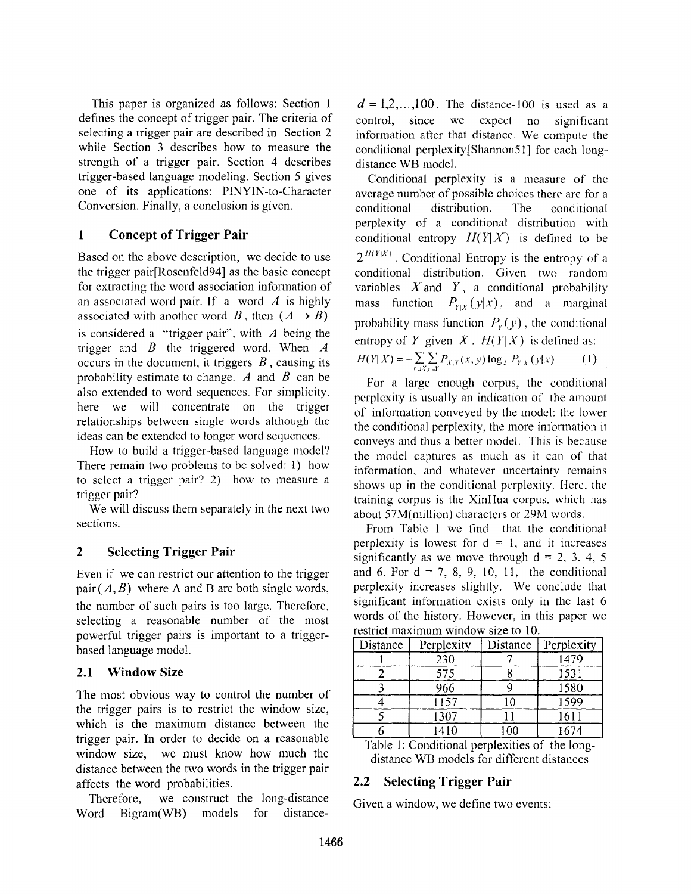This paper is organized as follows: Section 1 defines the concept of trigger pair. The criteria of selecting a trigger pair are described in Section 2 while Section 3 describes how to measure the strength of a trigger pair. Section 4 describes trigger-based language modeling. Section 5 gives one of its applications: PINYIN-to-Character Conversion. Finally, a conclusion is given.

# 1 Concept of Trigger Pair

Based on the above description, we decide to use the trigger pair[Rosenfeld94] as the basic concept for extracting the word association information of an associated word pair. If a word $A$ is highly associated with another word $B$, then $(A \rightarrow B)$ is considered a "trigger pair", with $A$ being the trigger and $B$ the triggered word. When $A$ occurs in the document, it triggers $B$, causing its probability estimate to change. $A$ and $B$ can be also extended to word sequences. For simplicity, here we will concentrate on the trigger relationships between single words although the ideas can be extended to longer word sequences.

How to build a trigger-based language model? There remain two problems to be solved: 1) how to select a trigger pair? 2) how to measure a trigger pair?

We will discuss them separately in the next two sections.

# 2 Selecting Trigger Pair

Even if we can restrict our attention to the trigger pair $(A,B)$ where A and B are both single words, the number of such pairs is too large. Therefore, selecting a reasonable number of the most powerful trigger pairs is important to a trigger-based language model.

## 2.1 Window Size

The most obvious way to control the number of the trigger pairs is to restrict the window size, which is the maximum distance between the trigger pair. In order to decide on a reasonable window size, we must know how much the distance between the two words in the trigger pair affects the word probabilities.

Therefore, we construct the long-distance Word Bigram(WB) models for distance-$d = 1,2,\ldots,100$. The distance-100 is used as a control, since we expect no significant information after that distance. We compute the conditional perplexity[Shannon51] for each long-distance WB model.

Conditional perplexity is a measure of the average number of possible choices there are for a conditional distribution. The conditional perplexity of a conditional distribution with conditional entropy $H(Y|X)$ is defined to be $2^{H(Y|X)}$. Conditional Entropy is the entropy of a conditional distribution. Given two random variables $X$ and $Y$, a conditional probability mass function $P_{Y|X}(y|x)$, and a marginal probability mass function $P_Y(y)$, the conditional entropy of $Y$ given $X$, $H(Y|X)$ is defined as:

$$H(Y|X) = -\sum_{x \in X}\sum_{y \in Y} P_{X,Y}(x,y)\log_2 P_{Y|X}(y|x) \qquad (1)$$

For a large enough corpus, the conditional perplexity is usually an indication of the amount of information conveyed by the model: the lower the conditional perplexity, the more information it conveys and thus a better model. This is because the model captures as much as it can of that information, and whatever uncertainty remains shows up in the conditional perplexity. Here, the training corpus is the XinHua corpus, which has about 57M(million) characters or 29M words.

From Table 1 we find that the conditional perplexity is lowest for d = 1, and it increases significantly as we move through d = 2, 3, 4, 5 and 6. For d = 7, 8, 9, 10, 11, the conditional perplexity increases slightly. We conclude that significant information exists only in the last 6 words of the history. However, in this paper we restrict maximum window size to 10.

| Distance | Perplexity | Distance | Perplexity |
|---|---|---|---|
| 1 | 230 | 7 | 1479 |
| 2 | 575 | 8 | 1531 |
| 3 | 966 | 9 | 1580 |
| 4 | 1157 | 10 | 1599 |
| 5 | 1307 | 11 | 1611 |
| 6 | 1410 | 100 | 1674 |

Table 1: Conditional perplexities of the long-distance WB models for different distances

## 2.2 Selecting Trigger Pair

Given a window, we define two events: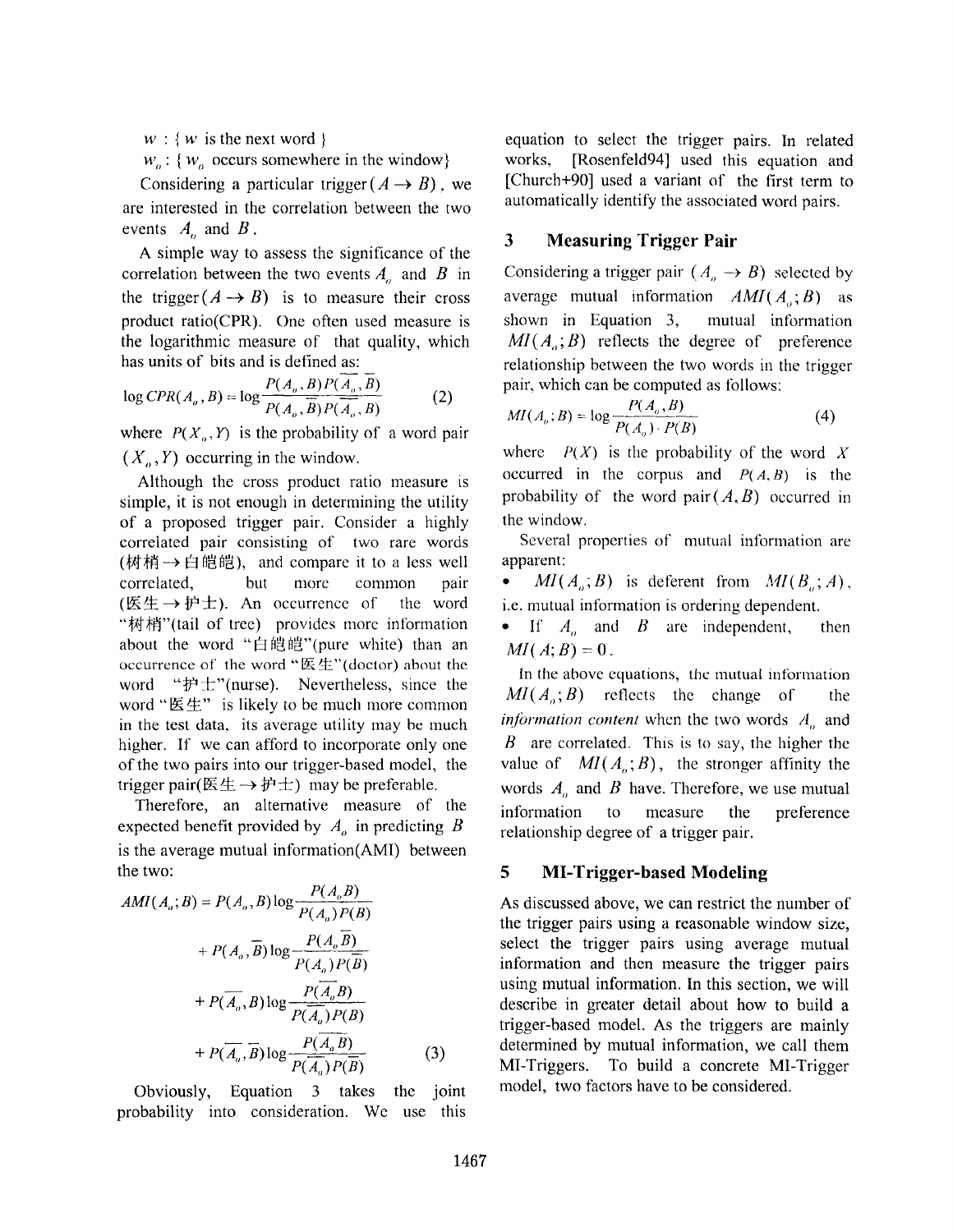$w$ : { $w$ is the next word }

$w_o$ : { $w_o$ occurs somewhere in the window}

Considering a particular trigger $(A \rightarrow B)$, we are interested in the correlation between the two events $A_o$ and $B$.

A simple way to assess the significance of the correlation between the two events $A_o$ and $B$ in the trigger $(A \rightarrow B)$ is to measure their cross product ratio(CPR). One often used measure is the logarithmic measure of that quality, which has units of bits and is defined as:

$$\log CPR(A_o, B) = \log \frac{P(A_o, B)P(\overline{A_o}, \overline{B})}{P(A_o, \overline{B})P(\overline{A_o}, B)} \qquad (2)$$

where $P(X_o, Y)$ is the probability of a word pair $(X_o, Y)$ occurring in the window.

Although the cross product ratio measure is simple, it is not enough in determining the utility of a proposed trigger pair. Consider a highly correlated pair consisting of two rare words (树梢→白皑皑), and compare it to a less well correlated, but more common pair (医生→护士). An occurrence of the word "树梢"(tail of tree) provides more information about the word "白皑皑"(pure white) than an occurrence of the word "医生"(doctor) about the word "护士"(nurse). Nevertheless, since the word "医生" is likely to be much more common in the test data, its average utility may be much higher. If we can afford to incorporate only one of the two pairs into our trigger-based model, the trigger pair(医生→护士) may be preferable.

Therefore, an alternative measure of the expected benefit provided by $A_o$ in predicting $B$ is the average mutual information(AMI) between the two:

$$\begin{aligned} AMI(A_o; B) &= P(A_o, B)\log\frac{P(A_o B)}{P(A_o)P(B)} \\ &+ P(A_o, \overline{B})\log\frac{P(A_o \overline{B})}{P(A_o)P(\overline{B})} \\ &+ P(\overline{A_o}, B)\log\frac{P(\overline{A_o} B)}{P(\overline{A_o})P(B)} \\ &+ P(\overline{A_o}, \overline{B})\log\frac{P(\overline{A_o}\,\overline{B})}{P(\overline{A_o})P(\overline{B})} \end{aligned} \qquad (3)$$

Obviously, Equation 3 takes the joint probability into consideration. We use this equation to select the trigger pairs. In related works, [Rosenfeld94] used this equation and [Church+90] used a variant of the first term to automatically identify the associated word pairs.

## 3 Measuring Trigger Pair

Considering a trigger pair $(A_o \rightarrow B)$ selected by average mutual information $AMI(A_o; B)$ as shown in Equation 3, mutual information $MI(A_o; B)$ reflects the degree of preference relationship between the two words in the trigger pair, which can be computed as follows:

$$MI(A_o; B) = \log \frac{P(A_o, B)}{P(A_o) \cdot P(B)} \qquad (4)$$

where $P(X)$ is the probability of the word $X$ occurred in the corpus and $P(A, B)$ is the probability of the word pair $(A, B)$ occurred in the window.

Several properties of mutual information are apparent:

- $MI(A_o; B)$ is deferent from $MI(B_o; A)$, i.e. mutual information is ordering dependent.
- If $A_o$ and $B$ are independent, then $MI(A; B) = 0$.

In the above equations, the mutual information $MI(A_o; B)$ reflects the change of the *information content* when the two words $A_o$ and $B$ are correlated. This is to say, the higher the value of $MI(A_o; B)$, the stronger affinity the words $A_o$ and $B$ have. Therefore, we use mutual information to measure the preference relationship degree of a trigger pair.

## 5 MI-Trigger-based Modeling

As discussed above, we can restrict the number of the trigger pairs using a reasonable window size, select the trigger pairs using average mutual information and then measure the trigger pairs using mutual information. In this section, we will describe in greater detail about how to build a trigger-based model. As the triggers are mainly determined by mutual information, we call them MI-Triggers. To build a concrete MI-Trigger model, two factors have to be considered.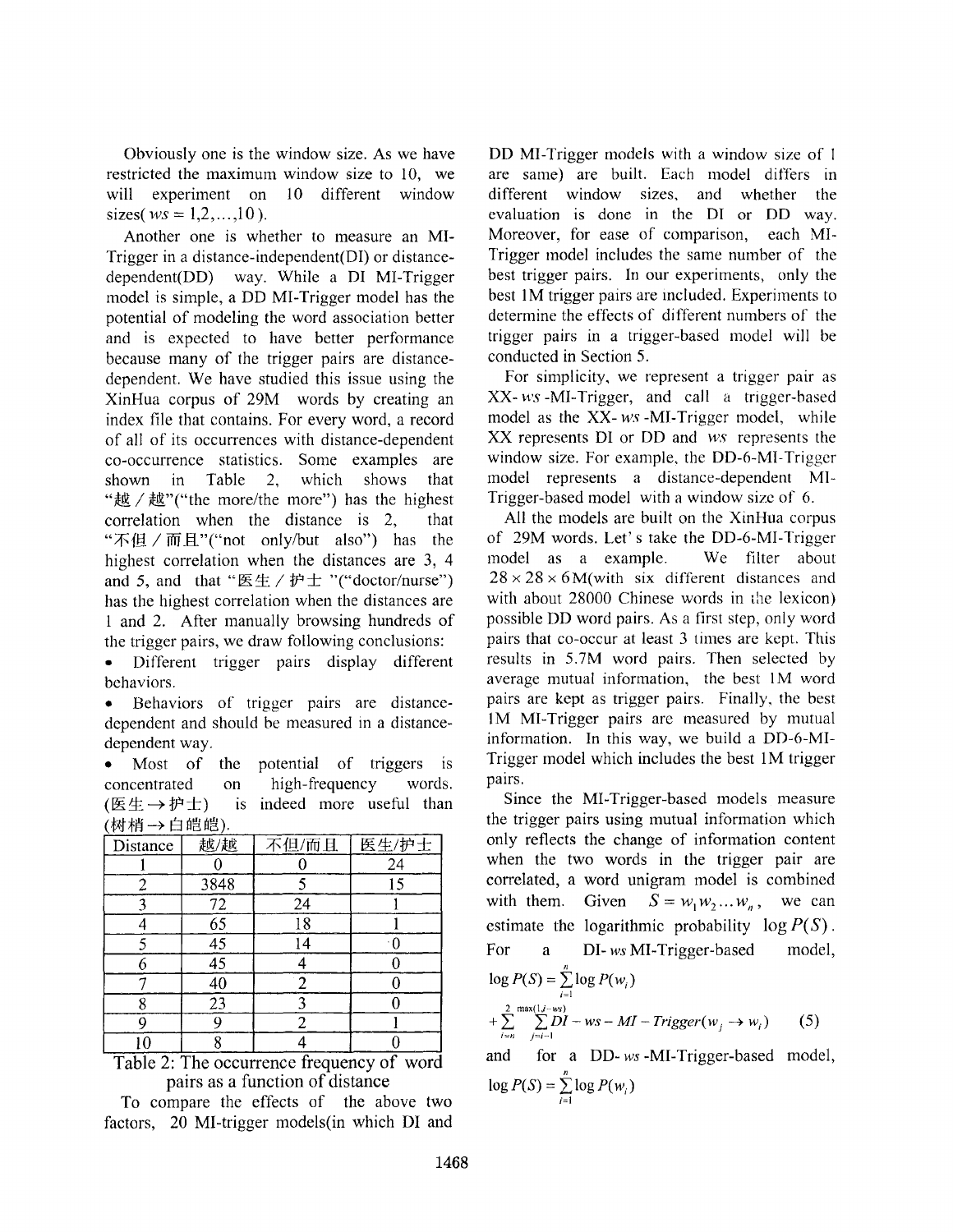Obviously one is the window size. As we have restricted the maximum window size to 10, we will experiment on 10 different window sizes( $ws = 1,2,\ldots,10$ ).

Another one is whether to measure an MI-Trigger in a distance-independent(DI) or distance-dependent(DD) way. While a DI MI-Trigger model is simple, a DD MI-Trigger model has the potential of modeling the word association better and is expected to have better performance because many of the trigger pairs are distance-dependent. We have studied this issue using the XinHua corpus of 29M words by creating an index file that contains. For every word, a record of all of its occurrences with distance-dependent co-occurrence statistics. Some examples are shown in Table 2, which shows that "越／越"("the more/the more") has the highest correlation when the distance is 2, that "不但／而且"("not only/but also") has the highest correlation when the distances are 3, 4 and 5, and that "医生／护士 "("doctor/nurse") has the highest correlation when the distances are 1 and 2. After manually browsing hundreds of the trigger pairs, we draw following conclusions:

- Different trigger pairs display different behaviors.
- Behaviors of trigger pairs are distance-dependent and should be measured in a distance-dependent way.
- Most of the potential of triggers is concentrated on high-frequency words. (医生 $\rightarrow$ 护士) is indeed more useful than (树梢 $\rightarrow$ 白皑皑).

| Distance | 越/越 | 不但/而且 | 医生/护士 |
|---|---|---|---|
| 1 | 0 | 0 | 24 |
| 2 | 3848 | 5 | 15 |
| 3 | 72 | 24 | 1 |
| 4 | 65 | 18 | 1 |
| 5 | 45 | 14 | 0 |
| 6 | 45 | 4 | 0 |
| 7 | 40 | 2 | 0 |
| 8 | 23 | 3 | 0 |
| 9 | 9 | 2 | 1 |
| 10 | 8 | 4 | 0 |

Table 2: The occurrence frequency of word pairs as a function of distance

To compare the effects of the above two factors, 20 MI-trigger models(in which DI and DD MI-Trigger models with a window size of 1 are same) are built. Each model differs in different window sizes, and whether the evaluation is done in the DI or DD way. Moreover, for ease of comparison, each MI-Trigger model includes the same number of the best trigger pairs. In our experiments, only the best 1M trigger pairs are included. Experiments to determine the effects of different numbers of the trigger pairs in a trigger-based model will be conducted in Section 5.

For simplicity, we represent a trigger pair as XX- $ws$ -MI-Trigger, and call a trigger-based model as the XX- $ws$ -MI-Trigger model, while XX represents DI or DD and $ws$ represents the window size. For example, the DD-6-MI-Trigger model represents a distance-dependent MI-Trigger-based model with a window size of 6.

All the models are built on the XinHua corpus of 29M words. Let's take the DD-6-MI-Trigger model as a example. We filter about $28 \times 28 \times 6$ M(with six different distances and with about 28000 Chinese words in the lexicon) possible DD word pairs. As a first step, only word pairs that co-occur at least 3 times are kept. This results in 5.7M word pairs. Then selected by average mutual information, the best 1M word pairs are kept as trigger pairs. Finally, the best 1M MI-Trigger pairs are measured by mutual information. In this way, we build a DD-6-MI-Trigger model which includes the best 1M trigger pairs.

Since the MI-Trigger-based models measure the trigger pairs using mutual information which only reflects the change of information content when the two words in the trigger pair are correlated, a word unigram model is combined with them. Given $S = w_1 w_2 \ldots w_n$, we can estimate the logarithmic probability $\log P(S)$. For a DI- $ws$ MI-Trigger-based model,

$$\log P(S) = \sum_{i=1}^{n} \log P(w_i) + \sum_{i=n}^{2} \sum_{j=i-1}^{\max(1, i-ws)} DI - ws - MI - Trigger(w_j \rightarrow w_i) \qquad (5)$$

and for a DD- $ws$ -MI-Trigger-based model,

$$\log P(S) = \sum_{i=1}^{n} \log P(w_i)$$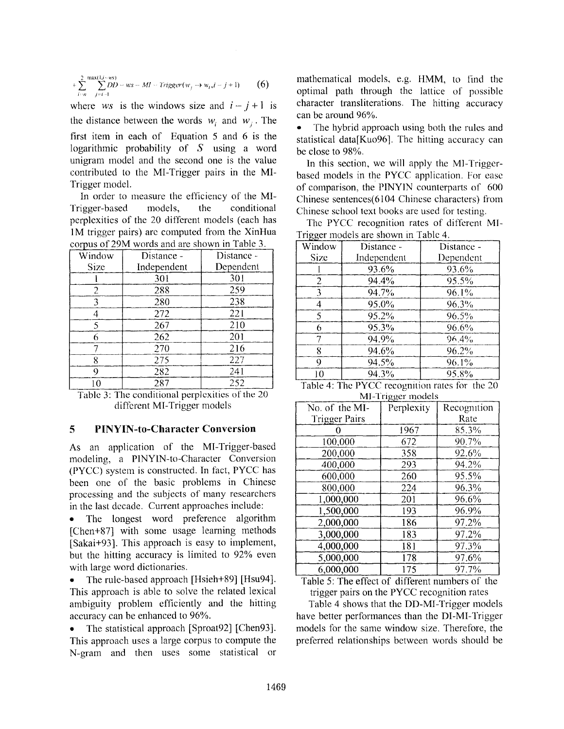$$+\sum_{i=n}^{2}\sum_{j=i-1}^{\max(1,i-ws)} DD-ws-MI-Trigger(w_j \rightarrow w_i, i-j+1) \qquad (6)$$

where $ws$ is the windows size and $i-j+1$ is the distance between the words $w_i$ and $w_j$. The first item in each of Equation 5 and 6 is the logarithmic probability of $S$ using a word unigram model and the second one is the value contributed to the MI-Trigger pairs in the MI-Trigger model.

In order to measure the efficiency of the MI-Trigger-based models, the conditional perplexities of the 20 different models (each has 1M trigger pairs) are computed from the XinHua corpus of 29M words and are shown in Table 3.

| Window Size | Distance - Independent | Distance - Dependent |
|---|---|---|
| 1 | 301 | 301 |
| 2 | 288 | 259 |
| 3 | 280 | 238 |
| 4 | 272 | 221 |
| 5 | 267 | 210 |
| 6 | 262 | 201 |
| 7 | 270 | 216 |
| 8 | 275 | 227 |
| 9 | 282 | 241 |
| 10 | 287 | 252 |

Table 3: The conditional perplexities of the 20 different MI-Trigger models

## 5 PINYIN-to-Character Conversion

As an application of the MI-Trigger-based modeling, a PINYIN-to-Character Conversion (PYCC) system is constructed. In fact, PYCC has been one of the basic problems in Chinese processing and the subjects of many researchers in the last decade. Current approaches include:

- The longest word preference algorithm [Chen+87] with some usage learning methods [Sakai+93]. This approach is easy to implement, but the hitting accuracy is limited to 92% even with large word dictionaries.
- The rule-based approach [Hsieh+89] [Hsu94]. This approach is able to solve the related lexical ambiguity problem efficiently and the hitting accuracy can be enhanced to 96%.
- The statistical approach [Sproat92] [Chen93]. This approach uses a large corpus to compute the N-gram and then uses some statistical or mathematical models, e.g. HMM, to find the optimal path through the lattice of possible character transliterations. The hitting accuracy can be around 96%.
- The hybrid approach using both the rules and statistical data[Kuo96]. The hitting accuracy can be close to 98%.

In this section, we will apply the MI-Trigger-based models in the PYCC application. For ease of comparison, the PINYIN counterparts of 600 Chinese sentences(6104 Chinese characters) from Chinese school text books are used for testing.

The PYCC recognition rates of different MI-Trigger models are shown in Table 4.

| Window Size | Distance - Independent | Distance - Dependent |
|---|---|---|
| 1 | 93.6% | 93.6% |
| 2 | 94.4% | 95.5% |
| 3 | 94.7% | 96.1% |
| 4 | 95.0% | 96.3% |
| 5 | 95.2% | 96.5% |
| 6 | 95.3% | 96.6% |
| 7 | 94.9% | 96.4% |
| 8 | 94.6% | 96.2% |
| 9 | 94.5% | 96.1% |
| 10 | 94.3% | 95.8% |

Table 4: The PYCC recognition rates for the 20 MI-Trigger models

| No. of the MI-Trigger Pairs | Perplexity | Recognition Rate |
|---|---|---|
| 0 | 1967 | 85.3% |
| 100,000 | 672 | 90.7% |
| 200,000 | 358 | 92.6% |
| 400,000 | 293 | 94.2% |
| 600,000 | 260 | 95.5% |
| 800,000 | 224 | 96.3% |
| 1,000,000 | 201 | 96.6% |
| 1,500,000 | 193 | 96.9% |
| 2,000,000 | 186 | 97.2% |
| 3,000,000 | 183 | 97.2% |
| 4,000,000 | 181 | 97.3% |
| 5,000,000 | 178 | 97.6% |
| 6,000,000 | 175 | 97.7% |

Table 5: The effect of different numbers of the trigger pairs on the PYCC recognition rates

Table 4 shows that the DD-MI-Trigger models have better performances than the DI-MI-Trigger models for the same window size. Therefore, the preferred relationships between words should be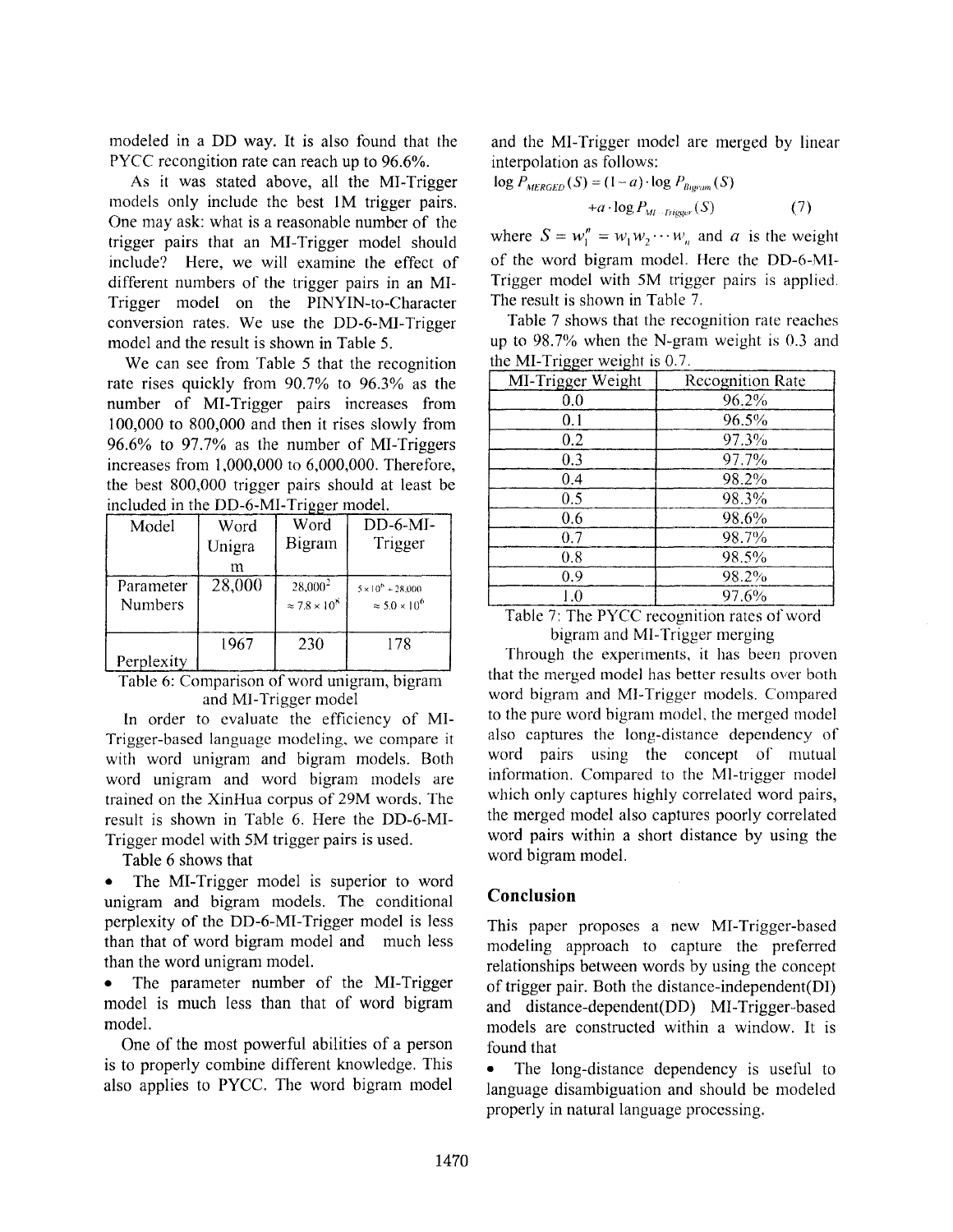modeled in a DD way. It is also found that the PYCC recognition rate can reach up to 96.6%.

As it was stated above, all the MI-Trigger models only include the best 1M trigger pairs. One may ask: what is a reasonable number of the trigger pairs that an MI-Trigger model should include? Here, we will examine the effect of different numbers of the trigger pairs in an MI-Trigger model on the PINYIN-to-Character conversion rates. We use the DD-6-MI-Trigger model and the result is shown in Table 5.

We can see from Table 5 that the recognition rate rises quickly from 90.7% to 96.3% as the number of MI-Trigger pairs increases from 100,000 to 800,000 and then it rises slowly from 96.6% to 97.7% as the number of MI-Triggers increases from 1,000,000 to 6,000,000. Therefore, the best 800,000 trigger pairs should at least be included in the DD-6-MI-Trigger model.

| Model | Word Unigram | Word Bigram | DD-6-MI-Trigger |
|---|---|---|---|
| Parameter Numbers | 28,000 | $28{,}000^2 \approx 7.8 \times 10^8$ | $5 \times 10^6 + 28{,}000 \approx 5.0 \times 10^6$ |
| Perplexity | 1967 | 230 | 178 |

Table 6: Comparison of word unigram, bigram and MI-Trigger model

In order to evaluate the efficiency of MI-Trigger-based language modeling, we compare it with word unigram and bigram models. Both word unigram and word bigram models are trained on the XinHua corpus of 29M words. The result is shown in Table 6. Here the DD-6-MI-Trigger model with 5M trigger pairs is used.

Table 6 shows that

- The MI-Trigger model is superior to word unigram and bigram models. The conditional perplexity of the DD-6-MI-Trigger model is less than that of word bigram model and much less than the word unigram model.
- The parameter number of the MI-Trigger model is much less than that of word bigram model.

One of the most powerful abilities of a person is to properly combine different knowledge. This also applies to PYCC. The word bigram model and the MI-Trigger model are merged by linear interpolation as follows:

$$\log P_{MERGED}(S) = (1-a)\cdot \log P_{Bigram}(S) + a \cdot \log P_{MI-Trigger}(S) \qquad (7)$$

where $S = w_1^n = w_1 w_2 \cdots w_n$ and $a$ is the weight of the word bigram model. Here the DD-6-MI-Trigger model with 5M trigger pairs is applied. The result is shown in Table 7.

Table 7 shows that the recognition rate reaches up to 98.7% when the N-gram weight is 0.3 and the MI-Trigger weight is 0.7.

| MI-Trigger Weight | Recognition Rate |
|---|---|
| 0.0 | 96.2% |
| 0.1 | 96.5% |
| 0.2 | 97.3% |
| 0.3 | 97.7% |
| 0.4 | 98.2% |
| 0.5 | 98.3% |
| 0.6 | 98.6% |
| 0.7 | 98.7% |
| 0.8 | 98.5% |
| 0.9 | 98.2% |
| 1.0 | 97.6% |

Table 7: The PYCC recognition rates of word bigram and MI-Trigger merging

Through the experiments, it has been proven that the merged model has better results over both word bigram and MI-Trigger models. Compared to the pure word bigram model, the merged model also captures the long-distance dependency of word pairs using the concept of mutual information. Compared to the MI-trigger model which only captures highly correlated word pairs, the merged model also captures poorly correlated word pairs within a short distance by using the word bigram model.

## Conclusion

This paper proposes a new MI-Trigger-based modeling approach to capture the preferred relationships between words by using the concept of trigger pair. Both the distance-independent(DI) and distance-dependent(DD) MI-Trigger-based models are constructed within a window. It is found that

- The long-distance dependency is useful to language disambiguation and should be modeled properly in natural language processing.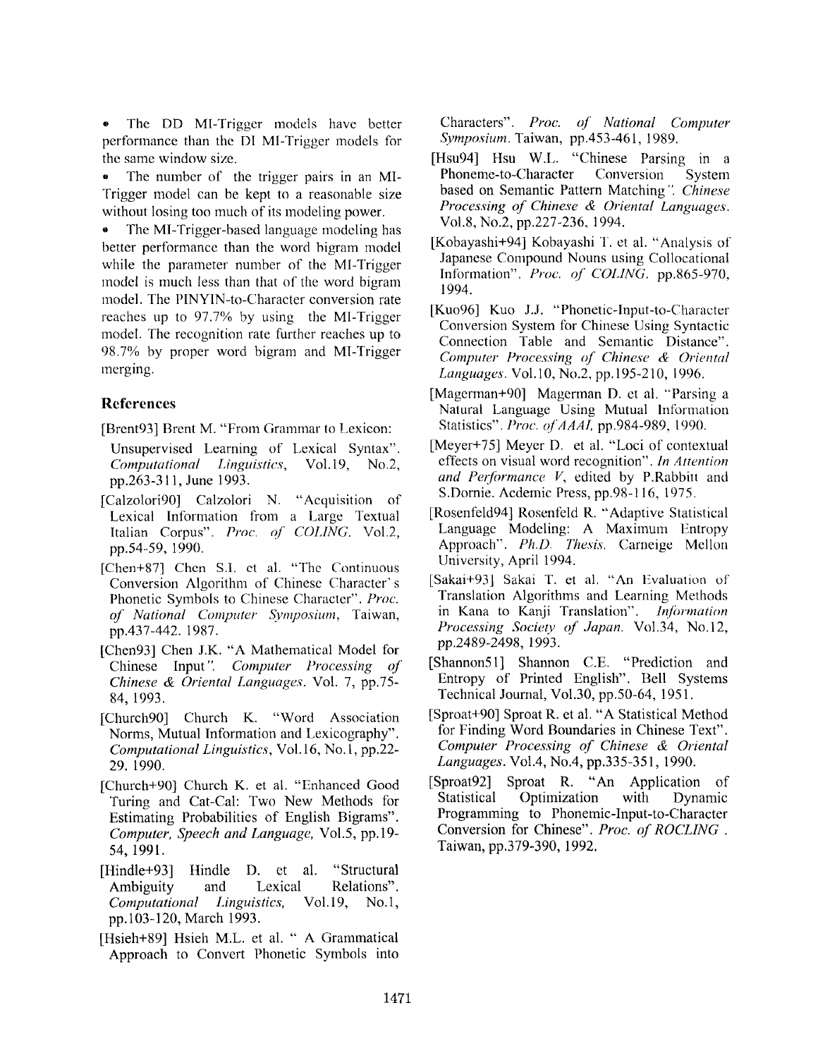- The DD MI-Trigger models have better performance than the DI MI-Trigger models for the same window size.
- The number of the trigger pairs in an MI-Trigger model can be kept to a reasonable size without losing too much of its modeling power.
- The MI-Trigger-based language modeling has better performance than the word bigram model while the parameter number of the MI-Trigger model is much less than that of the word bigram model. The PINYIN-to-Character conversion rate reaches up to 97.7% by using the MI-Trigger model. The recognition rate further reaches up to 98.7% by proper word bigram and MI-Trigger merging.

## References

[Brent93] Brent M. "From Grammar to Lexicon: Unsupervised Learning of Lexical Syntax". *Computational Linguistics*, Vol.19, No.2, pp.263-311, June 1993.

[Calzolori90] Calzolori N. "Acquisition of Lexical Information from a Large Textual Italian Corpus". *Proc. of COLING*. Vol.2, pp.54-59, 1990.

[Chen+87] Chen S.I. et al. "The Continuous Conversion Algorithm of Chinese Character's Phonetic Symbols to Chinese Character". *Proc. of National Computer Symposium*, Taiwan, pp.437-442. 1987.

[Chen93] Chen J.K. "A Mathematical Model for Chinese Input". *Computer Processing of Chinese & Oriental Languages*. Vol. 7, pp.75-84, 1993.

[Church90] Church K. "Word Association Norms, Mutual Information and Lexicography". *Computational Linguistics*, Vol.16, No.1, pp.22-29. 1990.

[Church+90] Church K. et al. "Enhanced Good Turing and Cat-Cal: Two New Methods for Estimating Probabilities of English Bigrams". *Computer, Speech and Language*, Vol.5, pp.19-54, 1991.

[Hindle+93] Hindle D. et al. "Structural Ambiguity and Lexical Relations". *Computational Linguistics*, Vol.19, No.1, pp.103-120, March 1993.

[Hsieh+89] Hsieh M.L. et al. " A Grammatical Approach to Convert Phonetic Symbols into Characters". *Proc. of National Computer Symposium*. Taiwan, pp.453-461, 1989.

[Hsu94] Hsu W.L. "Chinese Parsing in a Phoneme-to-Character Conversion System based on Semantic Pattern Matching". *Chinese Processing of Chinese & Oriental Languages*. Vol.8, No.2, pp.227-236, 1994.

[Kobayashi+94] Kobayashi T. et al. "Analysis of Japanese Compound Nouns using Collocational Information". *Proc. of COLING*. pp.865-970, 1994.

[Kuo96] Kuo J.J. "Phonetic-Input-to-Character Conversion System for Chinese Using Syntactic Connection Table and Semantic Distance". *Computer Processing of Chinese & Oriental Languages*. Vol.10, No.2, pp.195-210, 1996.

[Magerman+90] Magerman D. et al. "Parsing a Natural Language Using Mutual Information Statistics". *Proc. of AAAI*, pp.984-989, 1990.

[Meyer+75] Meyer D. et al. "Loci of contextual effects on visual word recognition". *In Attention and Performance V*, edited by P.Rabbitt and S.Dornie. Acdemic Press, pp.98-116, 1975.

[Rosenfeld94] Rosenfeld R. "Adaptive Statistical Language Modeling: A Maximum Entropy Approach". *Ph.D. Thesis*, Carneige Mellon University, April 1994.

[Sakai+93] Sakai T. et al. "An Evaluation of Translation Algorithms and Learning Methods in Kana to Kanji Translation". *Information Processing Society of Japan*. Vol.34, No.12, pp.2489-2498, 1993.

[Shannon51] Shannon C.E. "Prediction and Entropy of Printed English". Bell Systems Technical Journal, Vol.30, pp.50-64, 1951.

[Sproat+90] Sproat R. et al. "A Statistical Method for Finding Word Boundaries in Chinese Text". *Computer Processing of Chinese & Oriental Languages*. Vol.4, No.4, pp.335-351, 1990.

[Sproat92] Sproat R. "An Application of Statistical Optimization with Dynamic Programming to Phonemic-Input-to-Character Conversion for Chinese". *Proc. of ROCLING*. Taiwan, pp.379-390, 1992.